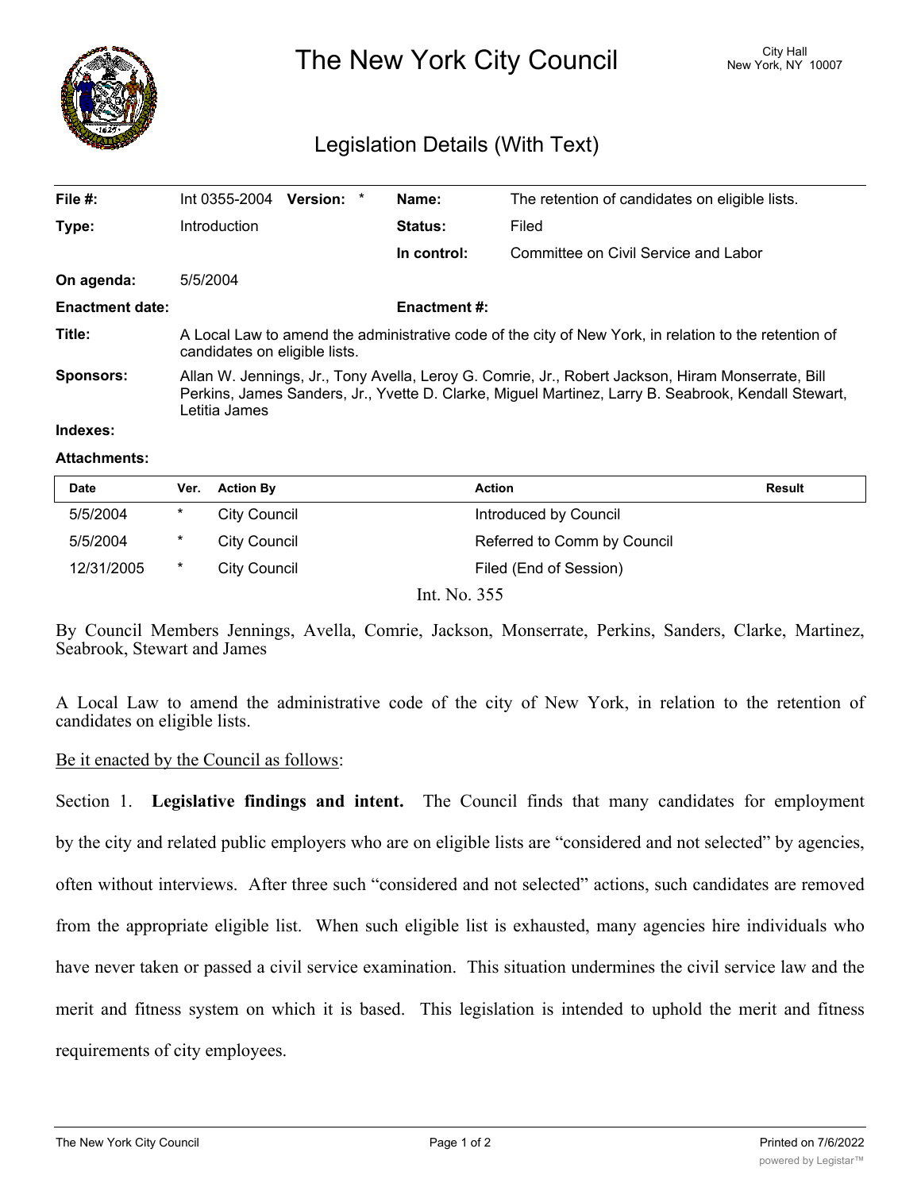# The New York City Council

City Hall
New York, NY 10007

## Legislation Details (With Text)

| | | | | |
|---|---|---|---|---|
| **File #:** | Int 0355-2004 **Version:** * | | **Name:** | The retention of candidates on eligible lists. |
| **Type:** | Introduction | | **Status:** | Filed |
| | | | **In control:** | Committee on Civil Service and Labor |
| **On agenda:** | 5/5/2004 | | | |
| **Enactment date:** | | | **Enactment #:** | |

**Title:** A Local Law to amend the administrative code of the city of New York, in relation to the retention of candidates on eligible lists.

**Sponsors:** Allan W. Jennings, Jr., Tony Avella, Leroy G. Comrie, Jr., Robert Jackson, Hiram Monserrate, Bill Perkins, James Sanders, Jr., Yvette D. Clarke, Miguel Martinez, Larry B. Seabrook, Kendall Stewart, Letitia James

**Indexes:**

**Attachments:**

| Date | Ver. | Action By | Action | Result |
|---|---|---|---|---|
| 5/5/2004 | * | City Council | Introduced by Council | |
| 5/5/2004 | * | City Council | Referred to Comm by Council | |
| 12/31/2005 | * | City Council | Filed (End of Session) | |

Int. No. 355

By Council Members Jennings, Avella, Comrie, Jackson, Monserrate, Perkins, Sanders, Clarke, Martinez, Seabrook, Stewart and James

A Local Law to amend the administrative code of the city of New York, in relation to the retention of candidates on eligible lists.

Be it enacted by the Council as follows:

Section 1. **Legislative findings and intent.** The Council finds that many candidates for employment by the city and related public employers who are on eligible lists are "considered and not selected" by agencies, often without interviews. After three such "considered and not selected" actions, such candidates are removed from the appropriate eligible list. When such eligible list is exhausted, many agencies hire individuals who have never taken or passed a civil service examination. This situation undermines the civil service law and the merit and fitness system on which it is based. This legislation is intended to uphold the merit and fitness requirements of city employees.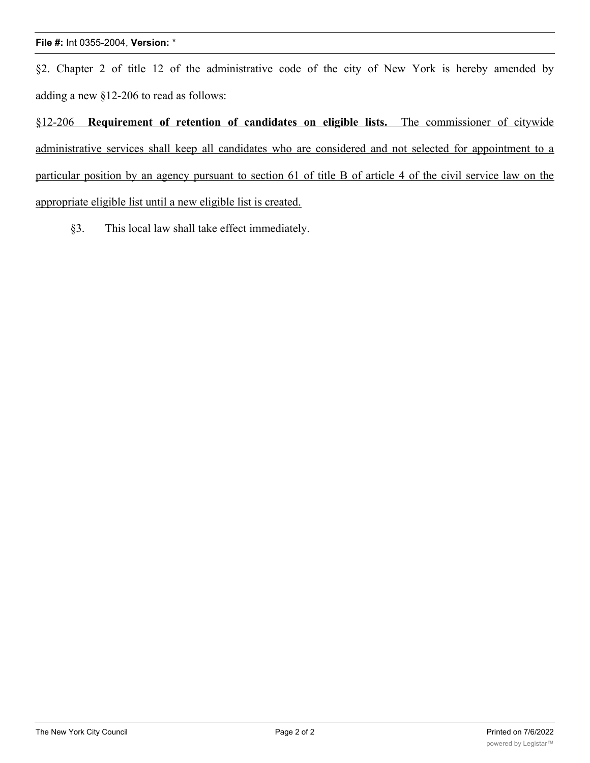§2. Chapter 2 of title 12 of the administrative code of the city of New York is hereby amended by adding a new §12-206 to read as follows:

§12-206 **Requirement of retention of candidates on eligible lists.** The commissioner of citywide administrative services shall keep all candidates who are considered and not selected for appointment to a particular position by an agency pursuant to section 61 of title B of article 4 of the civil service law on the appropriate eligible list until a new eligible list is created.

§3. This local law shall take effect immediately.